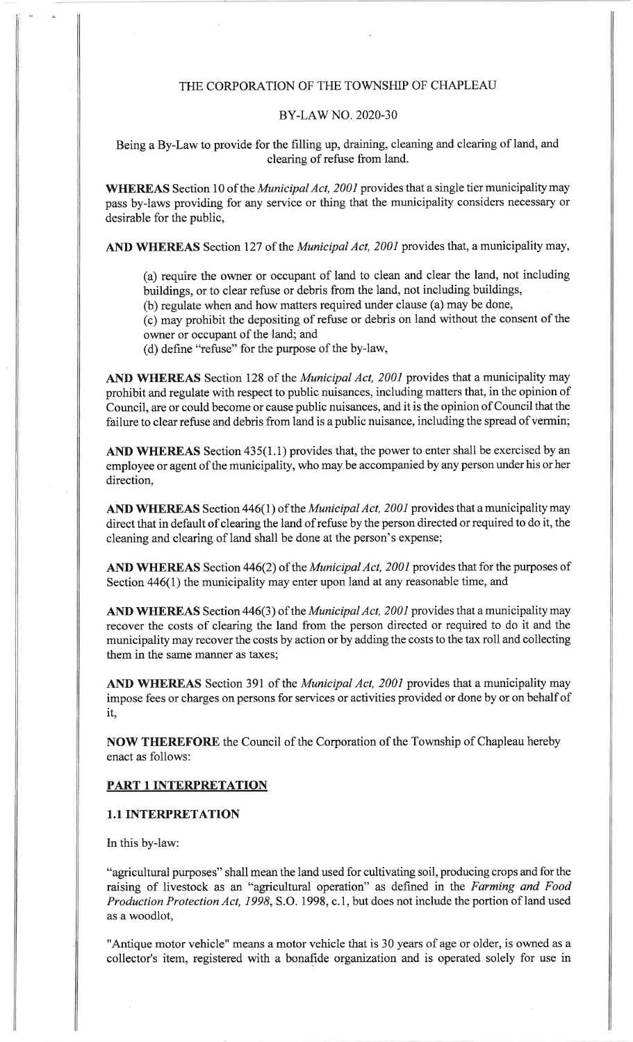THE CORPORATION OF THE TOWNSHIP OF CHAPLEAU

BY-LAW NO. 2020-30

Being a By-Law to provide for the filling up, draining, cleaning and clearing of land, and clearing of refuse from land.

**WHEREAS** Section 10 of the *Municipal Act, 2001* provides that a single tier municipality may pass by-laws providing for any service or thing that the municipality considers necessary or desirable for the public,

**AND WHEREAS** Section 127 of the *Municipal Act, 2001* provides that, a municipality may,

(a) require the owner or occupant of land to clean and clear the land, not including buildings, or to clear refuse or debris from the land, not including buildings,
(b) regulate when and how matters required under clause (a) may be done,
(c) may prohibit the depositing of refuse or debris on land without the consent of the owner or occupant of the land; and
(d) define "refuse" for the purpose of the by-law,

**AND WHEREAS** Section 128 of the *Municipal Act, 2001* provides that a municipality may prohibit and regulate with respect to public nuisances, including matters that, in the opinion of Council, are or could become or cause public nuisances, and it is the opinion of Council that the failure to clear refuse and debris from land is a public nuisance, including the spread of vermin;

**AND WHEREAS** Section 435(1.1) provides that, the power to enter shall be exercised by an employee or agent of the municipality, who may be accompanied by any person under his or her direction,

**AND WHEREAS** Section 446(1) of the *Municipal Act, 2001* provides that a municipality may direct that in default of clearing the land of refuse by the person directed or required to do it, the cleaning and clearing of land shall be done at the person's expense;

**AND WHEREAS** Section 446(2) of the *Municipal Act, 2001* provides that for the purposes of Section 446(1) the municipality may enter upon land at any reasonable time, and

**AND WHEREAS** Section 446(3) of the *Municipal Act, 2001* provides that a municipality may recover the costs of clearing the land from the person directed or required to do it and the municipality may recover the costs by action or by adding the costs to the tax roll and collecting them in the same manner as taxes;

**AND WHEREAS** Section 391 of the *Municipal Act, 2001* provides that a municipality may impose fees or charges on persons for services or activities provided or done by or on behalf of it,

**NOW THEREFORE** the Council of the Corporation of the Township of Chapleau hereby enact as follows:

## PART 1 INTERPRETATION

### 1.1 INTERPRETATION

In this by-law:

"agricultural purposes" shall mean the land used for cultivating soil, producing crops and for the raising of livestock as an "agricultural operation" as defined in the *Farming and Food Production Protection Act, 1998*, S.O. 1998, c.1, but does not include the portion of land used as a woodlot,

"Antique motor vehicle" means a motor vehicle that is 30 years of age or older, is owned as a collector's item, registered with a bonafide organization and is operated solely for use in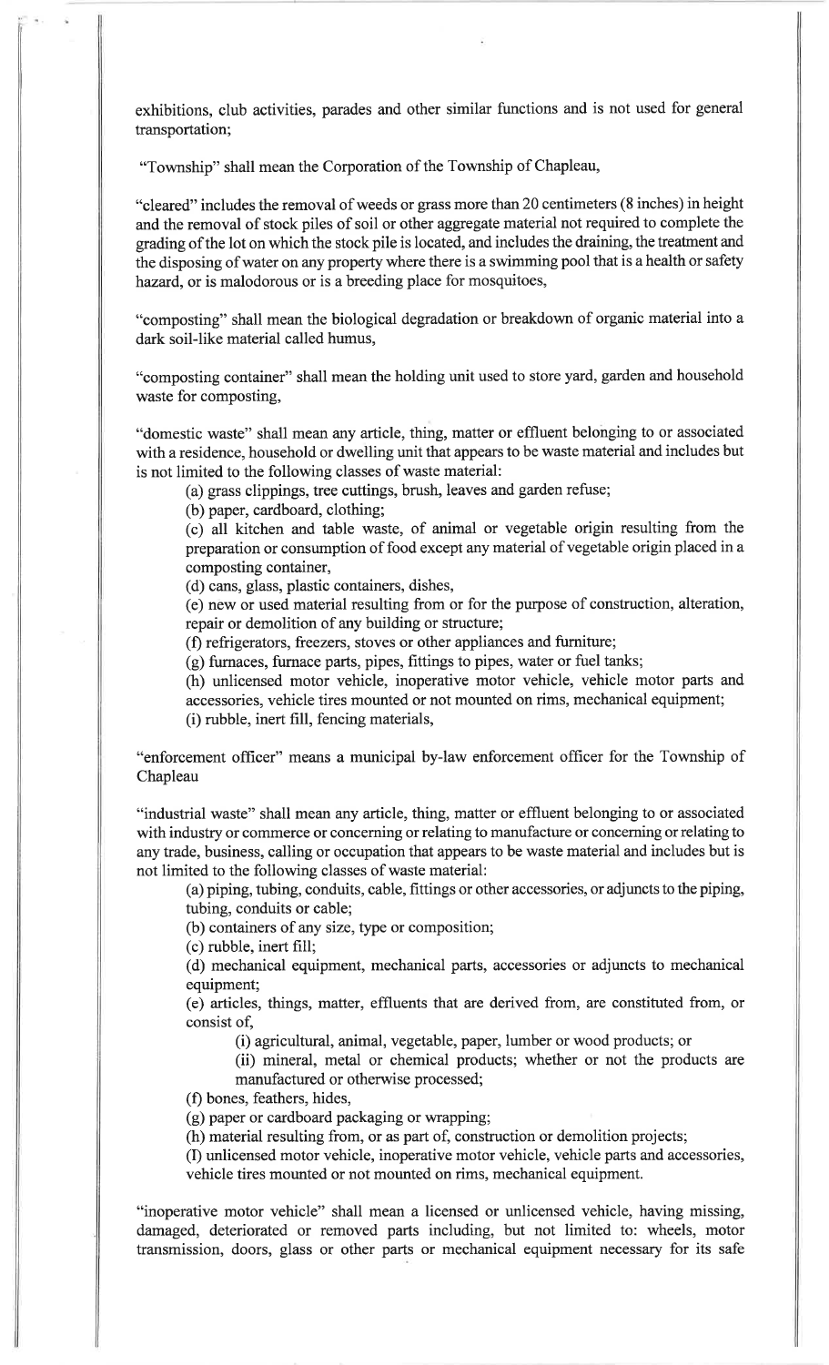exhibitions, club activities, parades and other similar functions and is not used for general transportation;

"Township" shall mean the Corporation of the Township of Chapleau,

"cleared" includes the removal of weeds or grass more than 20 centimeters (8 inches) in height and the removal of stock piles of soil or other aggregate material not required to complete the grading of the lot on which the stock pile is located, and includes the draining, the treatment and the disposing of water on any property where there is a swimming pool that is a health or safety hazard, or is malodorous or is a breeding place for mosquitoes,

"composting" shall mean the biological degradation or breakdown of organic material into a dark soil-like material called humus,

"composting container" shall mean the holding unit used to store yard, garden and household waste for composting,

"domestic waste" shall mean any article, thing, matter or effluent belonging to or associated with a residence, household or dwelling unit that appears to be waste material and includes but is not limited to the following classes of waste material:

(a) grass clippings, tree cuttings, brush, leaves and garden refuse;

(b) paper, cardboard, clothing;

(c) all kitchen and table waste, of animal or vegetable origin resulting from the preparation or consumption of food except any material of vegetable origin placed in a composting container,

(d) cans, glass, plastic containers, dishes,

(e) new or used material resulting from or for the purpose of construction, alteration, repair or demolition of any building or structure;

(f) refrigerators, freezers, stoves or other appliances and furniture;

(g) furnaces, furnace parts, pipes, fittings to pipes, water or fuel tanks;

(h) unlicensed motor vehicle, inoperative motor vehicle, vehicle motor parts and accessories, vehicle tires mounted or not mounted on rims, mechanical equipment;

(i) rubble, inert fill, fencing materials,

"enforcement officer" means a municipal by-law enforcement officer for the Township of Chapleau

"industrial waste" shall mean any article, thing, matter or effluent belonging to or associated with industry or commerce or concerning or relating to manufacture or concerning or relating to any trade, business, calling or occupation that appears to be waste material and includes but is not limited to the following classes of waste material:

(a) piping, tubing, conduits, cable, fittings or other accessories, or adjuncts to the piping, tubing, conduits or cable;

(b) containers of any size, type or composition;

(c) rubble, inert fill;

(d) mechanical equipment, mechanical parts, accessories or adjuncts to mechanical equipment;

(e) articles, things, matter, effluents that are derived from, are constituted from, or consist of,

(i) agricultural, animal, vegetable, paper, lumber or wood products; or

(ii) mineral, metal or chemical products; whether or not the products are manufactured or otherwise processed;

(f) bones, feathers, hides,

(g) paper or cardboard packaging or wrapping;

(h) material resulting from, or as part of, construction or demolition projects;

(I) unlicensed motor vehicle, inoperative motor vehicle, vehicle parts and accessories, vehicle tires mounted or not mounted on rims, mechanical equipment.

"inoperative motor vehicle" shall mean a licensed or unlicensed vehicle, having missing, damaged, deteriorated or removed parts including, but not limited to: wheels, motor transmission, doors, glass or other parts or mechanical equipment necessary for its safe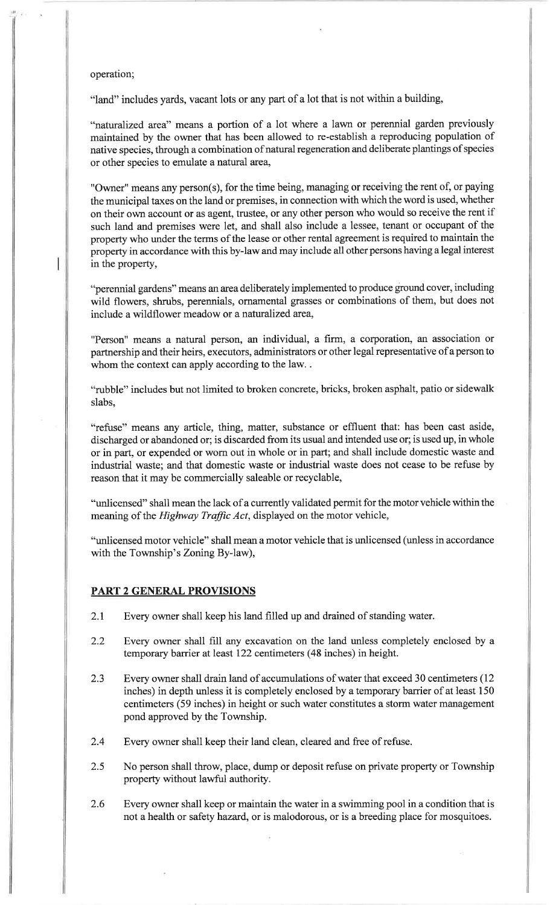operation;

"land" includes yards, vacant lots or any part of a lot that is not within a building,

"naturalized area" means a portion of a lot where a lawn or perennial garden previously maintained by the owner that has been allowed to re-establish a reproducing population of native species, through a combination of natural regeneration and deliberate plantings of species or other species to emulate a natural area,

"Owner" means any person(s), for the time being, managing or receiving the rent of, or paying the municipal taxes on the land or premises, in connection with which the word is used, whether on their own account or as agent, trustee, or any other person who would so receive the rent if such land and premises were let, and shall also include a lessee, tenant or occupant of the property who under the terms of the lease or other rental agreement is required to maintain the property in accordance with this by-law and may include all other persons having a legal interest in the property,

"perennial gardens" means an area deliberately implemented to produce ground cover, including wild flowers, shrubs, perennials, ornamental grasses or combinations of them, but does not include a wildflower meadow or a naturalized area,

"Person" means a natural person, an individual, a firm, a corporation, an association or partnership and their heirs, executors, administrators or other legal representative of a person to whom the context can apply according to the law. .

"rubble" includes but not limited to broken concrete, bricks, broken asphalt, patio or sidewalk slabs,

"refuse" means any article, thing, matter, substance or effluent that: has been cast aside, discharged or abandoned or; is discarded from its usual and intended use or; is used up, in whole or in part, or expended or worn out in whole or in part; and shall include domestic waste and industrial waste; and that domestic waste or industrial waste does not cease to be refuse by reason that it may be commercially saleable or recyclable,

"unlicensed" shall mean the lack of a currently validated permit for the motor vehicle within the meaning of the *Highway Traffic Act*, displayed on the motor vehicle,

"unlicensed motor vehicle" shall mean a motor vehicle that is unlicensed (unless in accordance with the Township's Zoning By-law),

## PART 2 GENERAL PROVISIONS

2.1 Every owner shall keep his land filled up and drained of standing water.

2.2 Every owner shall fill any excavation on the land unless completely enclosed by a temporary barrier at least 122 centimeters (48 inches) in height.

2.3 Every owner shall drain land of accumulations of water that exceed 30 centimeters (12 inches) in depth unless it is completely enclosed by a temporary barrier of at least 150 centimeters (59 inches) in height or such water constitutes a storm water management pond approved by the Township.

2.4 Every owner shall keep their land clean, cleared and free of refuse.

2.5 No person shall throw, place, dump or deposit refuse on private property or Township property without lawful authority.

2.6 Every owner shall keep or maintain the water in a swimming pool in a condition that is not a health or safety hazard, or is malodorous, or is a breeding place for mosquitoes.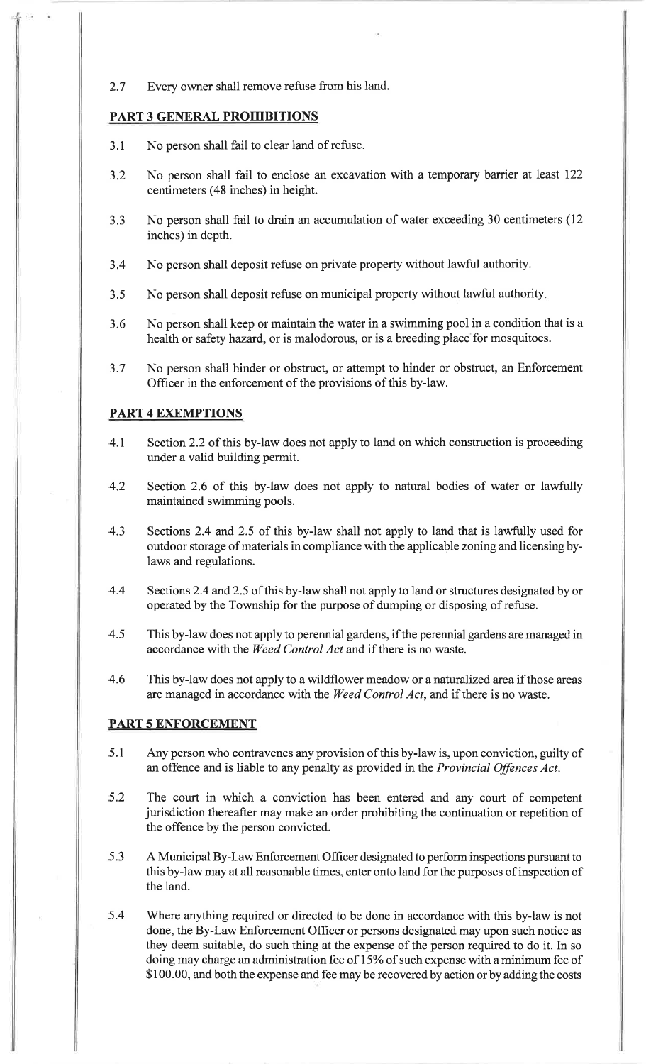2.7 Every owner shall remove refuse from his land.

## PART 3 GENERAL PROHIBITIONS

3.1 No person shall fail to clear land of refuse.

3.2 No person shall fail to enclose an excavation with a temporary barrier at least 122 centimeters (48 inches) in height.

3.3 No person shall fail to drain an accumulation of water exceeding 30 centimeters (12 inches) in depth.

3.4 No person shall deposit refuse on private property without lawful authority.

3.5 No person shall deposit refuse on municipal property without lawful authority.

3.6 No person shall keep or maintain the water in a swimming pool in a condition that is a health or safety hazard, or is malodorous, or is a breeding place for mosquitoes.

3.7 No person shall hinder or obstruct, or attempt to hinder or obstruct, an Enforcement Officer in the enforcement of the provisions of this by-law.

## PART 4 EXEMPTIONS

4.1 Section 2.2 of this by-law does not apply to land on which construction is proceeding under a valid building permit.

4.2 Section 2.6 of this by-law does not apply to natural bodies of water or lawfully maintained swimming pools.

4.3 Sections 2.4 and 2.5 of this by-law shall not apply to land that is lawfully used for outdoor storage of materials in compliance with the applicable zoning and licensing by-laws and regulations.

4.4 Sections 2.4 and 2.5 of this by-law shall not apply to land or structures designated by or operated by the Township for the purpose of dumping or disposing of refuse.

4.5 This by-law does not apply to perennial gardens, if the perennial gardens are managed in accordance with the *Weed Control Act* and if there is no waste.

4.6 This by-law does not apply to a wildflower meadow or a naturalized area if those areas are managed in accordance with the *Weed Control Act*, and if there is no waste.

## PART 5 ENFORCEMENT

5.1 Any person who contravenes any provision of this by-law is, upon conviction, guilty of an offence and is liable to any penalty as provided in the *Provincial Offences Act*.

5.2 The court in which a conviction has been entered and any court of competent jurisdiction thereafter may make an order prohibiting the continuation or repetition of the offence by the person convicted.

5.3 A Municipal By-Law Enforcement Officer designated to perform inspections pursuant to this by-law may at all reasonable times, enter onto land for the purposes of inspection of the land.

5.4 Where anything required or directed to be done in accordance with this by-law is not done, the By-Law Enforcement Officer or persons designated may upon such notice as they deem suitable, do such thing at the expense of the person required to do it. In so doing may charge an administration fee of 15% of such expense with a minimum fee of $100.00, and both the expense and fee may be recovered by action or by adding the costs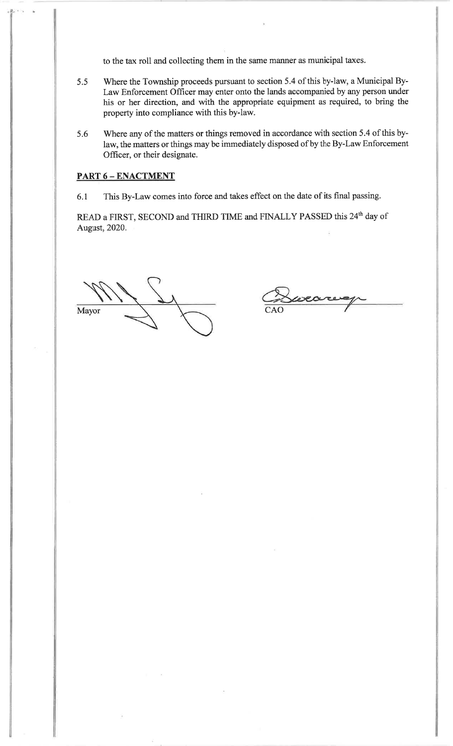to the tax roll and collecting them in the same manner as municipal taxes.

5.5 Where the Township proceeds pursuant to section 5.4 of this by-law, a Municipal By-Law Enforcement Officer may enter onto the lands accompanied by any person under his or her direction, and with the appropriate equipment as required, to bring the property into compliance with this by-law.

5.6 Where any of the matters or things removed in accordance with section 5.4 of this by-law, the matters or things may be immediately disposed of by the By-Law Enforcement Officer, or their designate.

## PART 6 – ENACTMENT

6.1 This By-Law comes into force and takes effect on the date of its final passing.

READ a FIRST, SECOND and THIRD TIME and FINALLY PASSED this 24th day of August, 2020.

Mayor

CAO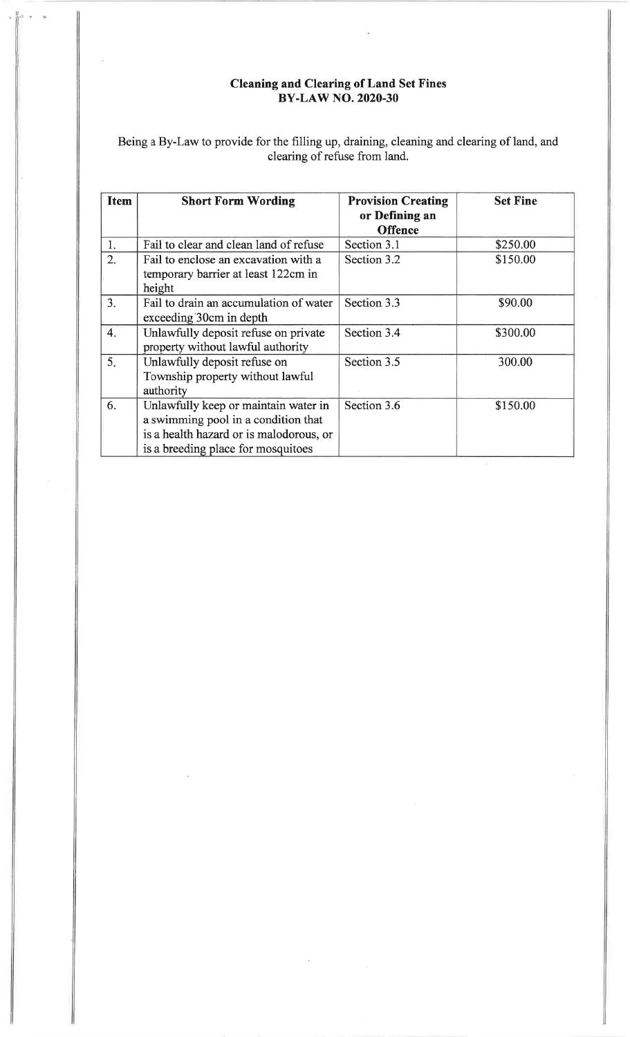**Cleaning and Clearing of Land Set Fines**
**BY-LAW NO. 2020-30**

Being a By-Law to provide for the filling up, draining, cleaning and clearing of land, and clearing of refuse from land.

| Item | Short Form Wording | Provision Creating or Defining an Offence | Set Fine |
| --- | --- | --- | --- |
| 1. | Fail to clear and clean land of refuse | Section 3.1 | $250.00 |
| 2. | Fail to enclose an excavation with a temporary barrier at least 122cm in height | Section 3.2 | $150.00 |
| 3. | Fail to drain an accumulation of water exceeding 30cm in depth | Section 3.3 | $90.00 |
| 4. | Unlawfully deposit refuse on private property without lawful authority | Section 3.4 | $300.00 |
| 5. | Unlawfully deposit refuse on Township property without lawful authority | Section 3.5 | 300.00 |
| 6. | Unlawfully keep or maintain water in a swimming pool in a condition that is a health hazard or is malodorous, or is a breeding place for mosquitoes | Section 3.6 | $150.00 |